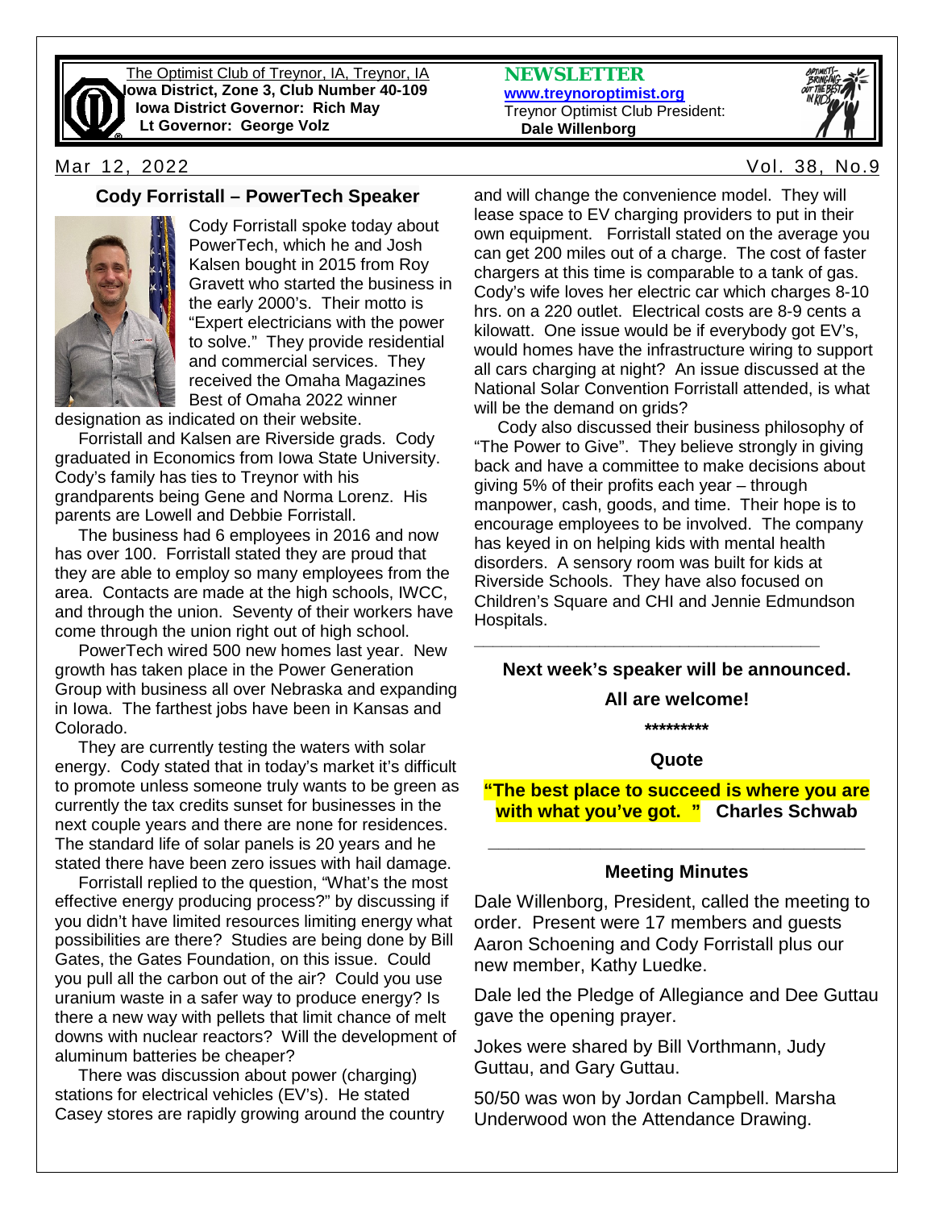The Optimist Club of Treynor, IA, Treynor, IA
**Iowa District, Zone 3, Club Number 40-109**
**Iowa District Governor: Rich May**
**Lt Governor: George Volz**

**NEWSLETTER**
**www.treynoroptimist.org**
Treynor Optimist Club President:
**Dale Willenborg**

Mar 12, 2022 — Vol. 38, No.9

## Cody Forristall – PowerTech Speaker

Cody Forristall spoke today about PowerTech, which he and Josh Kalsen bought in 2015 from Roy Gravett who started the business in the early 2000's. Their motto is "Expert electricians with the power to solve." They provide residential and commercial services. They received the Omaha Magazines Best of Omaha 2022 winner designation as indicated on their website.

Forristall and Kalsen are Riverside grads. Cody graduated in Economics from Iowa State University. Cody's family has ties to Treynor with his grandparents being Gene and Norma Lorenz. His parents are Lowell and Debbie Forristall.

The business had 6 employees in 2016 and now has over 100. Forristall stated they are proud that they are able to employ so many employees from the area. Contacts are made at the high schools, IWCC, and through the union. Seventy of their workers have come through the union right out of high school.

PowerTech wired 500 new homes last year. New growth has taken place in the Power Generation Group with business all over Nebraska and expanding in Iowa. The farthest jobs have been in Kansas and Colorado.

They are currently testing the waters with solar energy. Cody stated that in today's market it's difficult to promote unless someone truly wants to be green as currently the tax credits sunset for businesses in the next couple years and there are none for residences. The standard life of solar panels is 20 years and he stated there have been zero issues with hail damage.

Forristall replied to the question, "What's the most effective energy producing process?" by discussing if you didn't have limited resources limiting energy what possibilities are there? Studies are being done by Bill Gates, the Gates Foundation, on this issue. Could you pull all the carbon out of the air? Could you use uranium waste in a safer way to produce energy? Is there a new way with pellets that limit chance of melt downs with nuclear reactors? Will the development of aluminum batteries be cheaper?

There was discussion about power (charging) stations for electrical vehicles (EV's). He stated Casey stores are rapidly growing around the country and will change the convenience model. They will lease space to EV charging providers to put in their own equipment. Forristall stated on the average you can get 200 miles out of a charge. The cost of faster chargers at this time is comparable to a tank of gas. Cody's wife loves her electric car which charges 8-10 hrs. on a 220 outlet. Electrical costs are 8-9 cents a kilowatt. One issue would be if everybody got EV's, would homes have the infrastructure wiring to support all cars charging at night? An issue discussed at the National Solar Convention Forristall attended, is what will be the demand on grids?

Cody also discussed their business philosophy of "The Power to Give". They believe strongly in giving back and have a committee to make decisions about giving 5% of their profits each year – through manpower, cash, goods, and time. Their hope is to encourage employees to be involved. The company has keyed in on helping kids with mental health disorders. A sensory room was built for kids at Riverside Schools. They have also focused on Children's Square and CHI and Jennie Edmundson Hospitals.

---

**Next week's speaker will be announced.**

**All are welcome!**

**\*\*\*\*\*\*\*\*\***

**Quote**

**"The best place to succeed is where you are with what you've got. " Charles Schwab**

---

### Meeting Minutes

Dale Willenborg, President, called the meeting to order. Present were 17 members and guests Aaron Schoening and Cody Forristall plus our new member, Kathy Luedke.

Dale led the Pledge of Allegiance and Dee Guttau gave the opening prayer.

Jokes were shared by Bill Vorthmann, Judy Guttau, and Gary Guttau.

50/50 was won by Jordan Campbell. Marsha Underwood won the Attendance Drawing.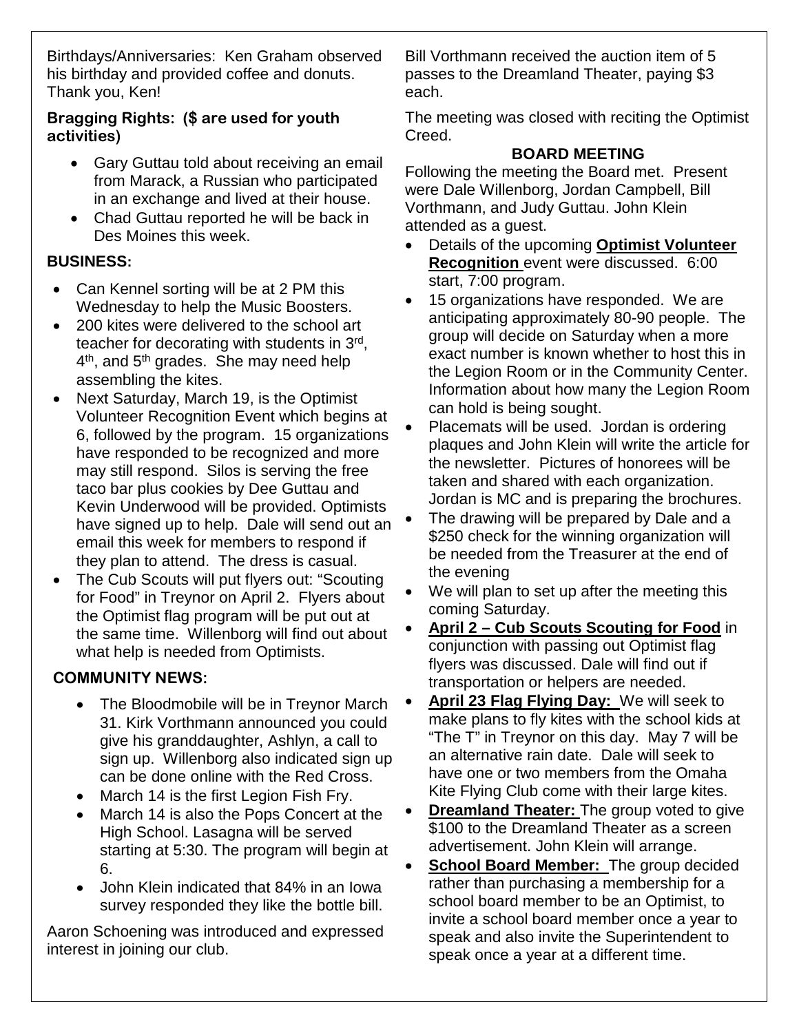Birthdays/Anniversaries: Ken Graham observed his birthday and provided coffee and donuts. Thank you, Ken!

**Bragging Rights: ($ are used for youth activities)**

- Gary Guttau told about receiving an email from Marack, a Russian who participated in an exchange and lived at their house.
- Chad Guttau reported he will be back in Des Moines this week.

**BUSINESS:**

- Can Kennel sorting will be at 2 PM this Wednesday to help the Music Boosters.
- 200 kites were delivered to the school art teacher for decorating with students in 3rd, 4th, and 5th grades. She may need help assembling the kites.
- Next Saturday, March 19, is the Optimist Volunteer Recognition Event which begins at 6, followed by the program. 15 organizations have responded to be recognized and more may still respond. Silos is serving the free taco bar plus cookies by Dee Guttau and Kevin Underwood will be provided. Optimists have signed up to help. Dale will send out an email this week for members to respond if they plan to attend. The dress is casual.
- The Cub Scouts will put flyers out: "Scouting for Food" in Treynor on April 2. Flyers about the Optimist flag program will be put out at the same time. Willenborg will find out about what help is needed from Optimists.

**COMMUNITY NEWS:**

- The Bloodmobile will be in Treynor March 31. Kirk Vorthmann announced you could give his granddaughter, Ashlyn, a call to sign up. Willenborg also indicated sign up can be done online with the Red Cross.
- March 14 is the first Legion Fish Fry.
- March 14 is also the Pops Concert at the High School. Lasagna will be served starting at 5:30. The program will begin at 6.
- John Klein indicated that 84% in an Iowa survey responded they like the bottle bill.

Aaron Schoening was introduced and expressed interest in joining our club.

Bill Vorthmann received the auction item of 5 passes to the Dreamland Theater, paying $3 each.

The meeting was closed with reciting the Optimist Creed.

**BOARD MEETING**

Following the meeting the Board met. Present were Dale Willenborg, Jordan Campbell, Bill Vorthmann, and Judy Guttau. John Klein attended as a guest.

- Details of the upcoming **Optimist Volunteer Recognition** event were discussed. 6:00 start, 7:00 program.
- 15 organizations have responded. We are anticipating approximately 80-90 people. The group will decide on Saturday when a more exact number is known whether to host this in the Legion Room or in the Community Center. Information about how many the Legion Room can hold is being sought.
- Placemats will be used. Jordan is ordering plaques and John Klein will write the article for the newsletter. Pictures of honorees will be taken and shared with each organization. Jordan is MC and is preparing the brochures.
- The drawing will be prepared by Dale and a $250 check for the winning organization will be needed from the Treasurer at the end of the evening
- We will plan to set up after the meeting this coming Saturday.
- **April 2 – Cub Scouts Scouting for Food** in conjunction with passing out Optimist flag flyers was discussed. Dale will find out if transportation or helpers are needed.
- **April 23 Flag Flying Day:** We will seek to make plans to fly kites with the school kids at "The T" in Treynor on this day. May 7 will be an alternative rain date. Dale will seek to have one or two members from the Omaha Kite Flying Club come with their large kites.
- **Dreamland Theater:** The group voted to give $100 to the Dreamland Theater as a screen advertisement. John Klein will arrange.
- **School Board Member:** The group decided rather than purchasing a membership for a school board member to be an Optimist, to invite a school board member once a year to speak and also invite the Superintendent to speak once a year at a different time.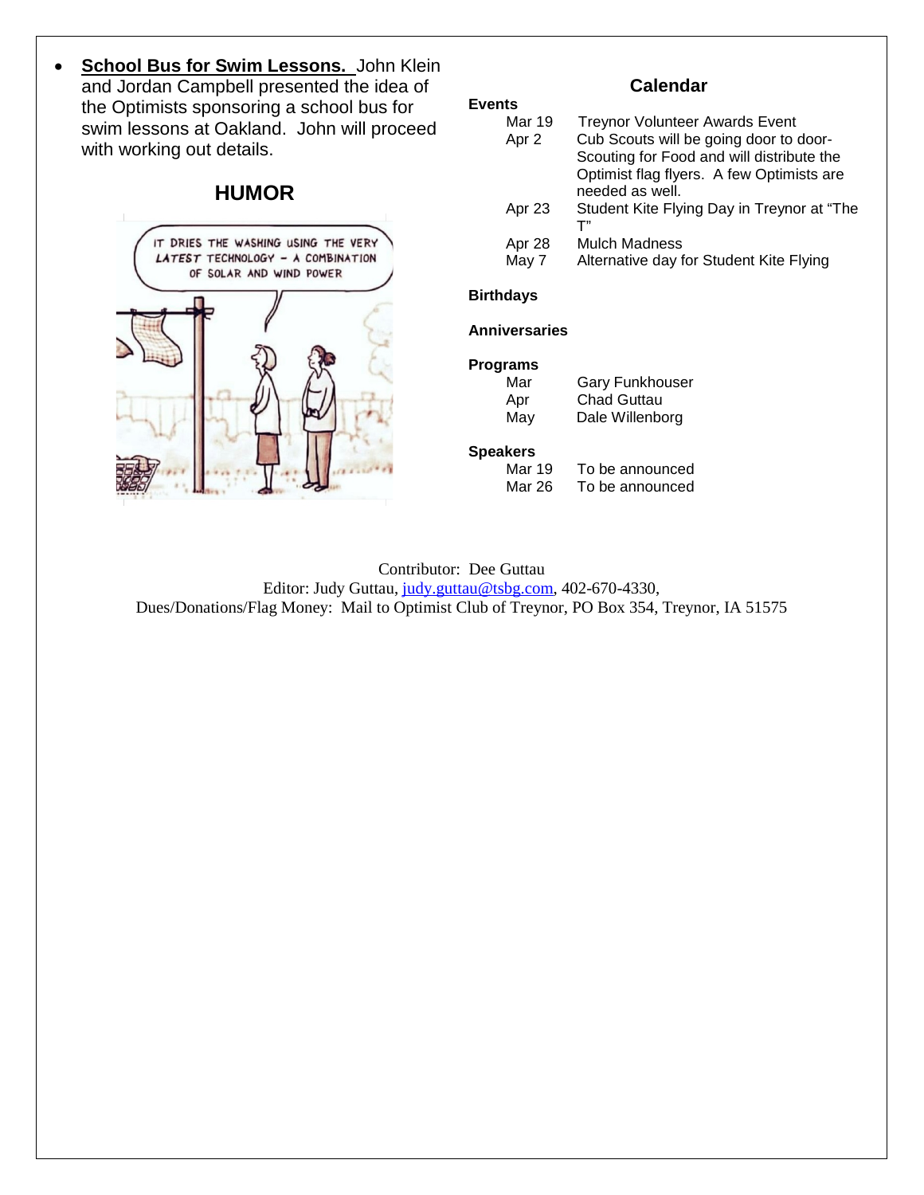- **School Bus for Swim Lessons.** John Klein and Jordan Campbell presented the idea of the Optimists sponsoring a school bus for swim lessons at Oakland. John will proceed with working out details.

## HUMOR

## Calendar

**Events**

| | |
|---|---|
| Mar 19 | Treynor Volunteer Awards Event |
| Apr 2 | Cub Scouts will be going door to door-Scouting for Food and will distribute the Optimist flag flyers. A few Optimists are needed as well. |
| Apr 23 | Student Kite Flying Day in Treynor at "The T" |
| Apr 28 | Mulch Madness |
| May 7 | Alternative day for Student Kite Flying |

**Birthdays**

**Anniversaries**

**Programs**

| | |
|---|---|
| Mar | Gary Funkhouser |
| Apr | Chad Guttau |
| May | Dale Willenborg |

**Speakers**

| | |
|---|---|
| Mar 19 | To be announced |
| Mar 26 | To be announced |

Contributor: Dee Guttau
Editor: Judy Guttau, judy.guttau@tsbg.com, 402-670-4330,
Dues/Donations/Flag Money: Mail to Optimist Club of Treynor, PO Box 354, Treynor, IA 51575